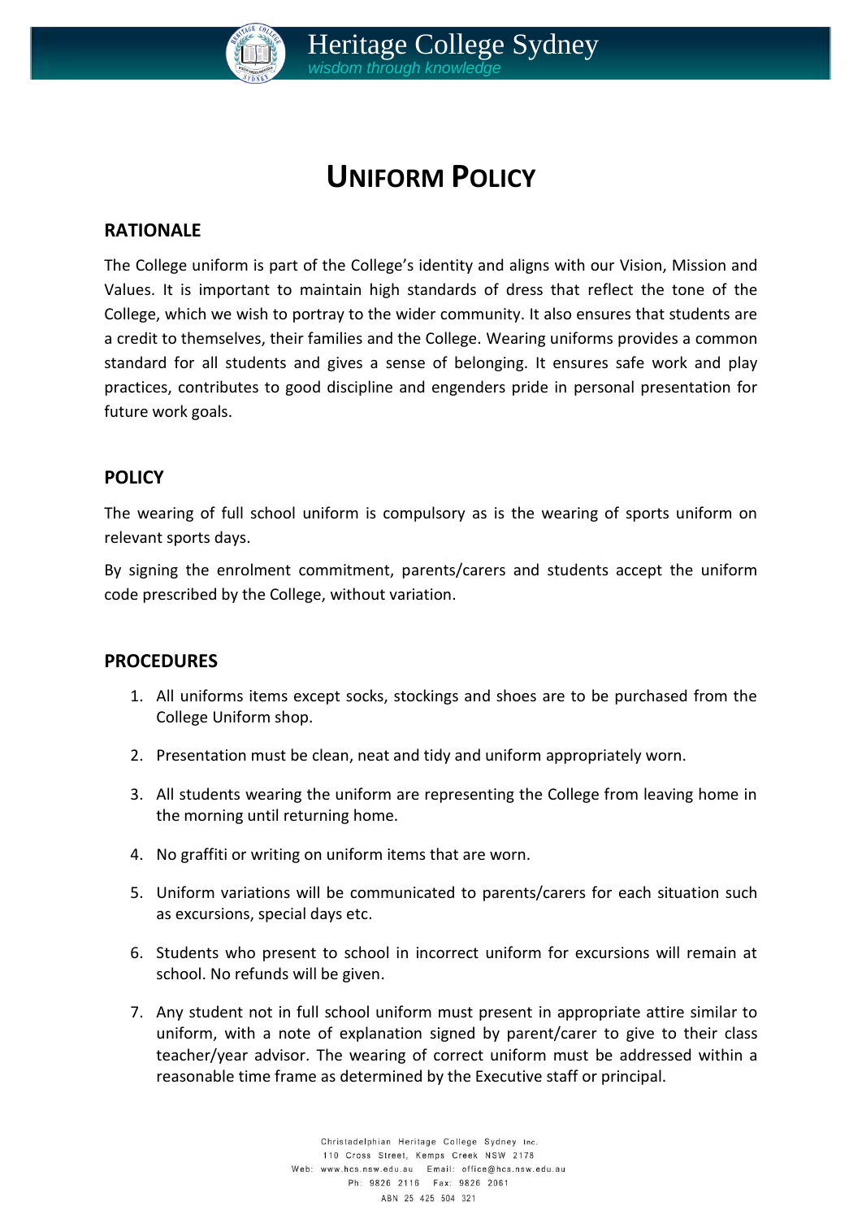# UNIFORM POLICY

## RATIONALE

The College uniform is part of the College's identity and aligns with our Vision, Mission and Values. It is important to maintain high standards of dress that reflect the tone of the College, which we wish to portray to the wider community. It also ensures that students are a credit to themselves, their families and the College. Wearing uniforms provides a common standard for all students and gives a sense of belonging. It ensures safe work and play practices, contributes to good discipline and engenders pride in personal presentation for future work goals.

## POLICY

The wearing of full school uniform is compulsory as is the wearing of sports uniform on relevant sports days.

By signing the enrolment commitment, parents/carers and students accept the uniform code prescribed by the College, without variation.

## PROCEDURES

1. All uniforms items except socks, stockings and shoes are to be purchased from the College Uniform shop.
2. Presentation must be clean, neat and tidy and uniform appropriately worn.
3. All students wearing the uniform are representing the College from leaving home in the morning until returning home.
4. No graffiti or writing on uniform items that are worn.
5. Uniform variations will be communicated to parents/carers for each situation such as excursions, special days etc.
6. Students who present to school in incorrect uniform for excursions will remain at school. No refunds will be given.
7. Any student not in full school uniform must present in appropriate attire similar to uniform, with a note of explanation signed by parent/carer to give to their class teacher/year advisor. The wearing of correct uniform must be addressed within a reasonable time frame as determined by the Executive staff or principal.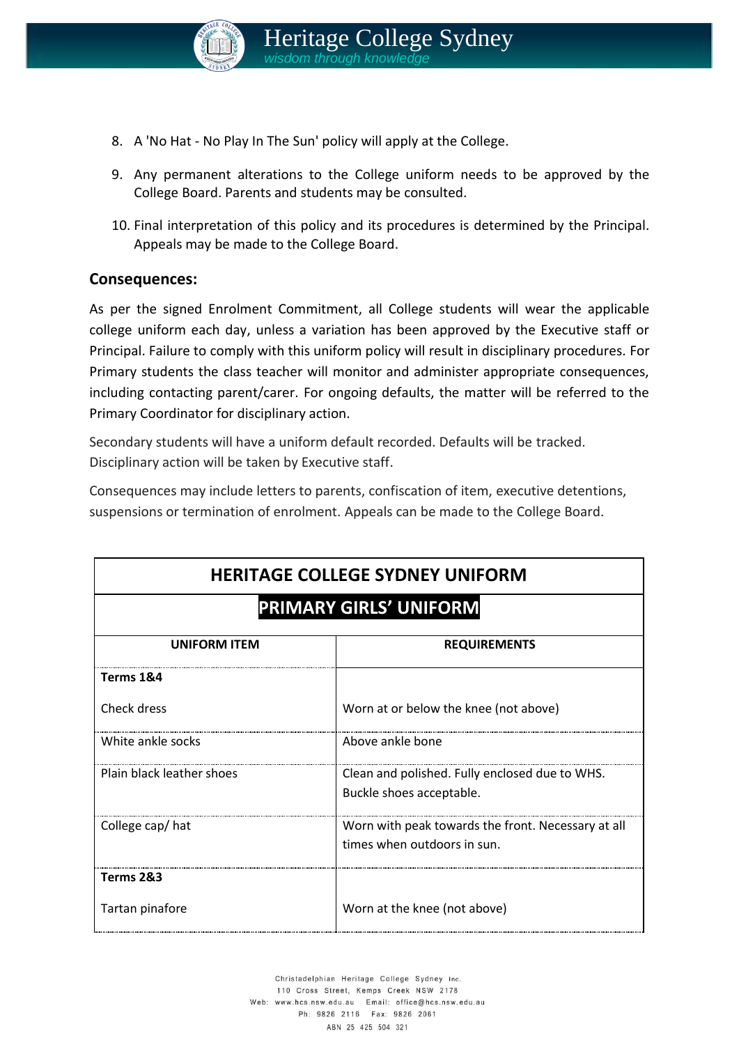8. A 'No Hat - No Play In The Sun' policy will apply at the College.

9. Any permanent alterations to the College uniform needs to be approved by the College Board. Parents and students may be consulted.

10. Final interpretation of this policy and its procedures is determined by the Principal. Appeals may be made to the College Board.

## Consequences:

As per the signed Enrolment Commitment, all College students will wear the applicable college uniform each day, unless a variation has been approved by the Executive staff or Principal. Failure to comply with this uniform policy will result in disciplinary procedures. For Primary students the class teacher will monitor and administer appropriate consequences, including contacting parent/carer. For ongoing defaults, the matter will be referred to the Primary Coordinator for disciplinary action.

Secondary students will have a uniform default recorded. Defaults will be tracked. Disciplinary action will be taken by Executive staff.

Consequences may include letters to parents, confiscation of item, executive detentions, suspensions or termination of enrolment. Appeals can be made to the College Board.

| HERITAGE COLLEGE SYDNEY UNIFORM | |
|---|---|
| **PRIMARY GIRLS' UNIFORM** | |
| **UNIFORM ITEM** | **REQUIREMENTS** |
| **Terms 1&4** | |
| Check dress | Worn at or below the knee (not above) |
| White ankle socks | Above ankle bone |
| Plain black leather shoes | Clean and polished. Fully enclosed due to WHS. Buckle shoes acceptable. |
| College cap/ hat | Worn with peak towards the front. Necessary at all times when outdoors in sun. |
| **Terms 2&3** | |
| Tartan pinafore | Worn at the knee (not above) |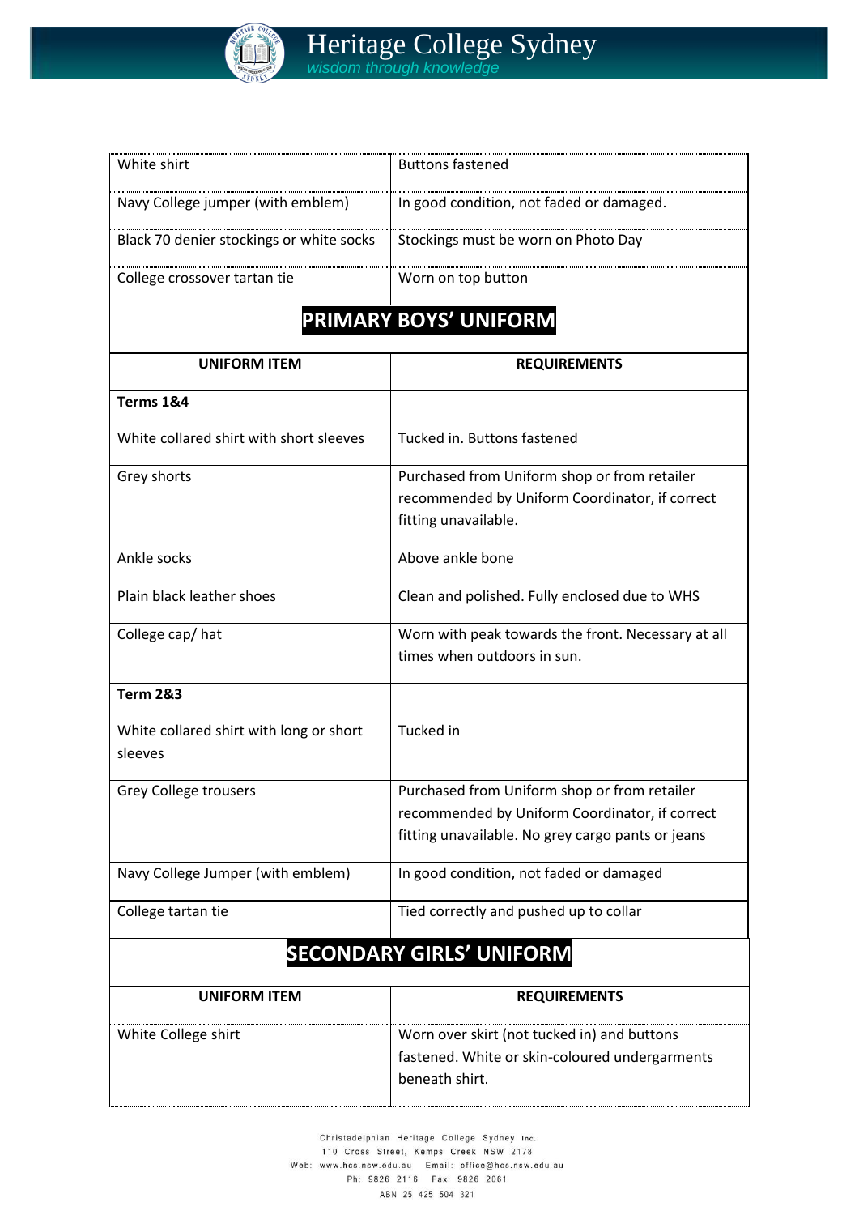| | |
|---|---|
| White shirt | Buttons fastened |
| Navy College jumper (with emblem) | In good condition, not faded or damaged. |
| Black 70 denier stockings or white socks | Stockings must be worn on Photo Day |
| College crossover tartan tie | Worn on top button |

## PRIMARY BOYS' UNIFORM

| UNIFORM ITEM | REQUIREMENTS |
|---|---|
| **Terms 1&4**<br><br>White collared shirt with short sleeves | Tucked in. Buttons fastened |
| Grey shorts | Purchased from Uniform shop or from retailer recommended by Uniform Coordinator, if correct fitting unavailable. |
| Ankle socks | Above ankle bone |
| Plain black leather shoes | Clean and polished. Fully enclosed due to WHS |
| College cap/ hat | Worn with peak towards the front. Necessary at all times when outdoors in sun. |
| **Term 2&3**<br><br>White collared shirt with long or short sleeves | Tucked in |
| Grey College trousers | Purchased from Uniform shop or from retailer recommended by Uniform Coordinator, if correct fitting unavailable. No grey cargo pants or jeans |
| Navy College Jumper (with emblem) | In good condition, not faded or damaged |
| College tartan tie | Tied correctly and pushed up to collar |

## SECONDARY GIRLS' UNIFORM

| UNIFORM ITEM | REQUIREMENTS |
|---|---|
| White College shirt | Worn over skirt (not tucked in) and buttons fastened. White or skin-coloured undergarments beneath shirt. |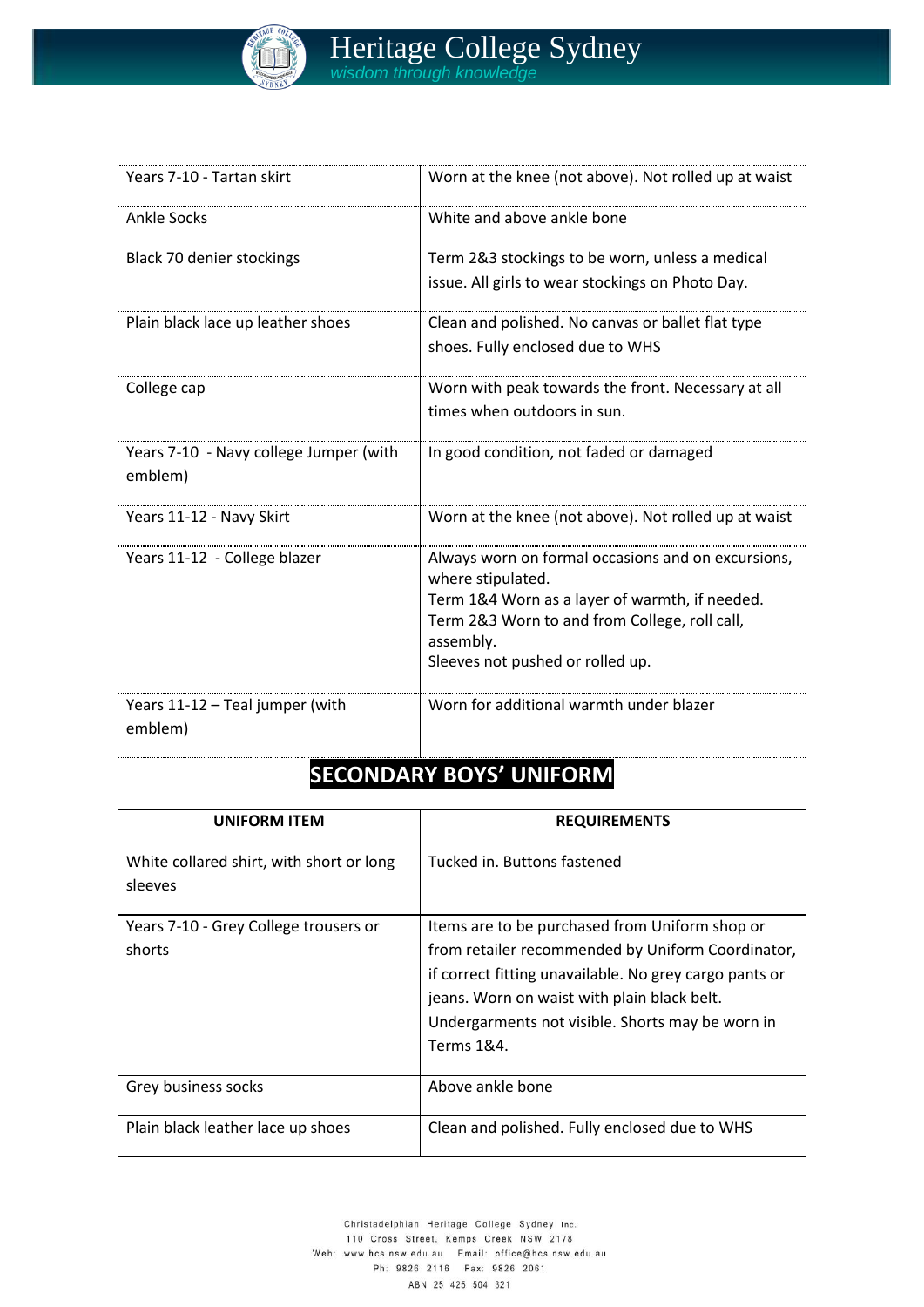| | |
|---|---|
| Years 7-10 - Tartan skirt | Worn at the knee (not above). Not rolled up at waist |
| Ankle Socks | White and above ankle bone |
| Black 70 denier stockings | Term 2&3 stockings to be worn, unless a medical issue. All girls to wear stockings on Photo Day. |
| Plain black lace up leather shoes | Clean and polished. No canvas or ballet flat type shoes. Fully enclosed due to WHS |
| College cap | Worn with peak towards the front. Necessary at all times when outdoors in sun. |
| Years 7-10 - Navy college Jumper (with emblem) | In good condition, not faded or damaged |
| Years 11-12 - Navy Skirt | Worn at the knee (not above). Not rolled up at waist |
| Years 11-12 - College blazer | Always worn on formal occasions and on excursions, where stipulated.<br>Term 1&4 Worn as a layer of warmth, if needed.<br>Term 2&3 Worn to and from College, roll call, assembly.<br>Sleeves not pushed or rolled up. |
| Years 11-12 – Teal jumper (with emblem) | Worn for additional warmth under blazer |

## SECONDARY BOYS' UNIFORM

| UNIFORM ITEM | REQUIREMENTS |
|---|---|
| White collared shirt, with short or long sleeves | Tucked in. Buttons fastened |
| Years 7-10 - Grey College trousers or shorts | Items are to be purchased from Uniform shop or from retailer recommended by Uniform Coordinator, if correct fitting unavailable. No grey cargo pants or jeans. Worn on waist with plain black belt. Undergarments not visible. Shorts may be worn in Terms 1&4. |
| Grey business socks | Above ankle bone |
| Plain black leather lace up shoes | Clean and polished. Fully enclosed due to WHS |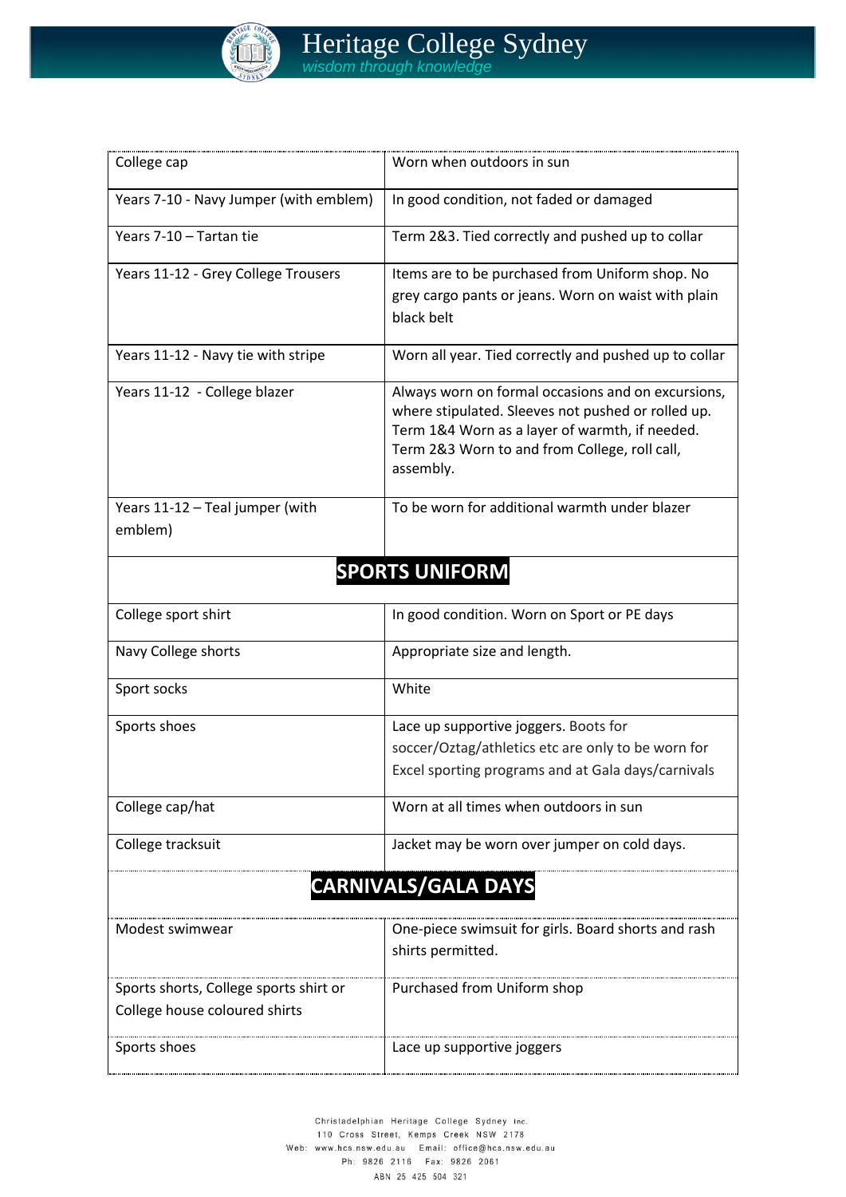| | |
|---|---|
| College cap | Worn when outdoors in sun |
| Years 7-10 - Navy Jumper (with emblem) | In good condition, not faded or damaged |
| Years 7-10 – Tartan tie | Term 2&3. Tied correctly and pushed up to collar |
| Years 11-12 - Grey College Trousers | Items are to be purchased from Uniform shop. No grey cargo pants or jeans. Worn on waist with plain black belt |
| Years 11-12 - Navy tie with stripe | Worn all year. Tied correctly and pushed up to collar |
| Years 11-12 - College blazer | Always worn on formal occasions and on excursions, where stipulated. Sleeves not pushed or rolled up. Term 1&4 Worn as a layer of warmth, if needed. Term 2&3 Worn to and from College, roll call, assembly. |
| Years 11-12 – Teal jumper (with emblem) | To be worn for additional warmth under blazer |
| **SPORTS UNIFORM** | |
| College sport shirt | In good condition. Worn on Sport or PE days |
| Navy College shorts | Appropriate size and length. |
| Sport socks | White |
| Sports shoes | Lace up supportive joggers. Boots for soccer/Oztag/athletics etc are only to be worn for Excel sporting programs and at Gala days/carnivals |
| College cap/hat | Worn at all times when outdoors in sun |
| College tracksuit | Jacket may be worn over jumper on cold days. |
| **CARNIVALS/GALA DAYS** | |
| Modest swimwear | One-piece swimsuit for girls. Board shorts and rash shirts permitted. |
| Sports shorts, College sports shirt or College house coloured shirts | Purchased from Uniform shop |
| Sports shoes | Lace up supportive joggers |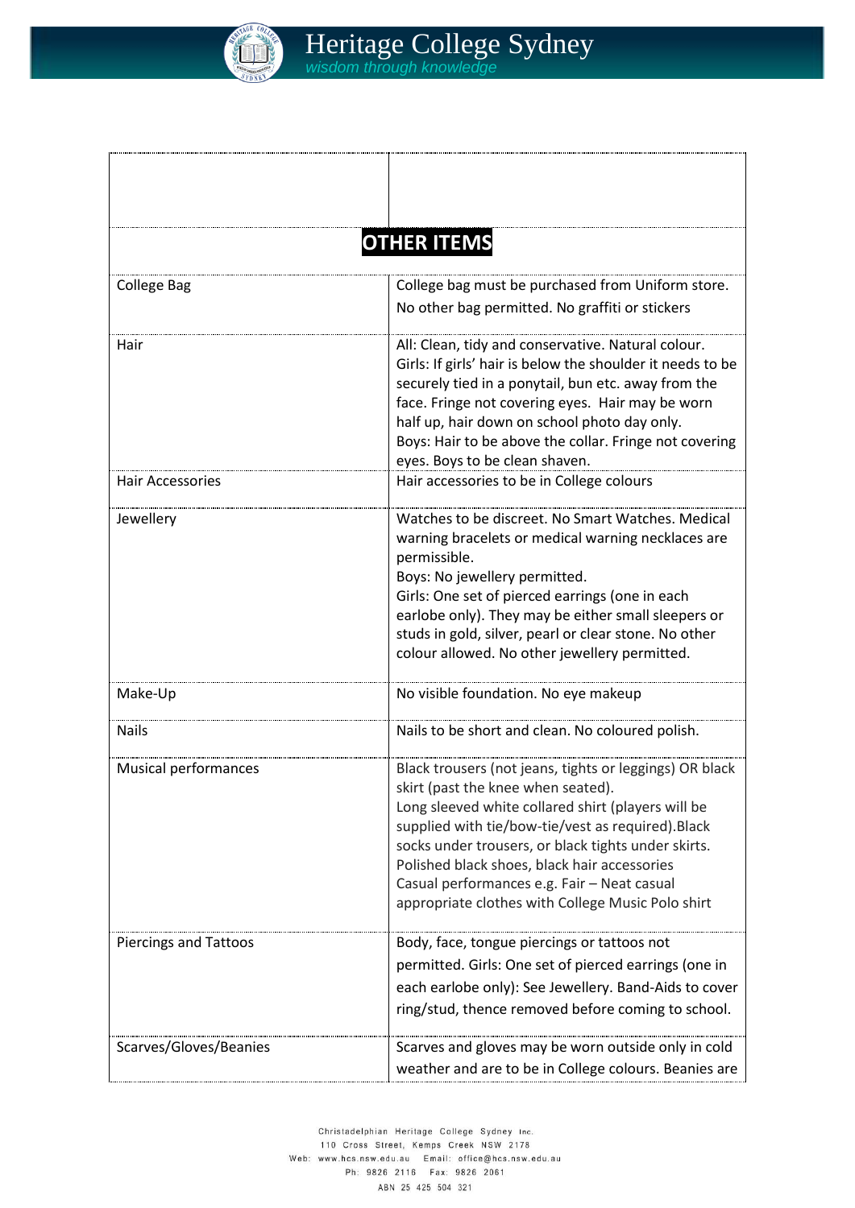| | |
|---|---|
| | |
| **OTHER ITEMS** | |
| College Bag | College bag must be purchased from Uniform store. No other bag permitted. No graffiti or stickers |
| Hair | All: Clean, tidy and conservative. Natural colour. Girls: If girls' hair is below the shoulder it needs to be securely tied in a ponytail, bun etc. away from the face. Fringe not covering eyes. Hair may be worn half up, hair down on school photo day only. Boys: Hair to be above the collar. Fringe not covering eyes. Boys to be clean shaven. |
| Hair Accessories | Hair accessories to be in College colours |
| Jewellery | Watches to be discreet. No Smart Watches. Medical warning bracelets or medical warning necklaces are permissible. Boys: No jewellery permitted. Girls: One set of pierced earrings (one in each earlobe only). They may be either small sleepers or studs in gold, silver, pearl or clear stone. No other colour allowed. No other jewellery permitted. |
| Make-Up | No visible foundation. No eye makeup |
| Nails | Nails to be short and clean. No coloured polish. |
| Musical performances | Black trousers (not jeans, tights or leggings) OR black skirt (past the knee when seated). Long sleeved white collared shirt (players will be supplied with tie/bow-tie/vest as required).Black socks under trousers, or black tights under skirts. Polished black shoes, black hair accessories Casual performances e.g. Fair – Neat casual appropriate clothes with College Music Polo shirt |
| Piercings and Tattoos | Body, face, tongue piercings or tattoos not permitted. Girls: One set of pierced earrings (one in each earlobe only): See Jewellery. Band-Aids to cover ring/stud, thence removed before coming to school. |
| Scarves/Gloves/Beanies | Scarves and gloves may be worn outside only in cold weather and are to be in College colours. Beanies are |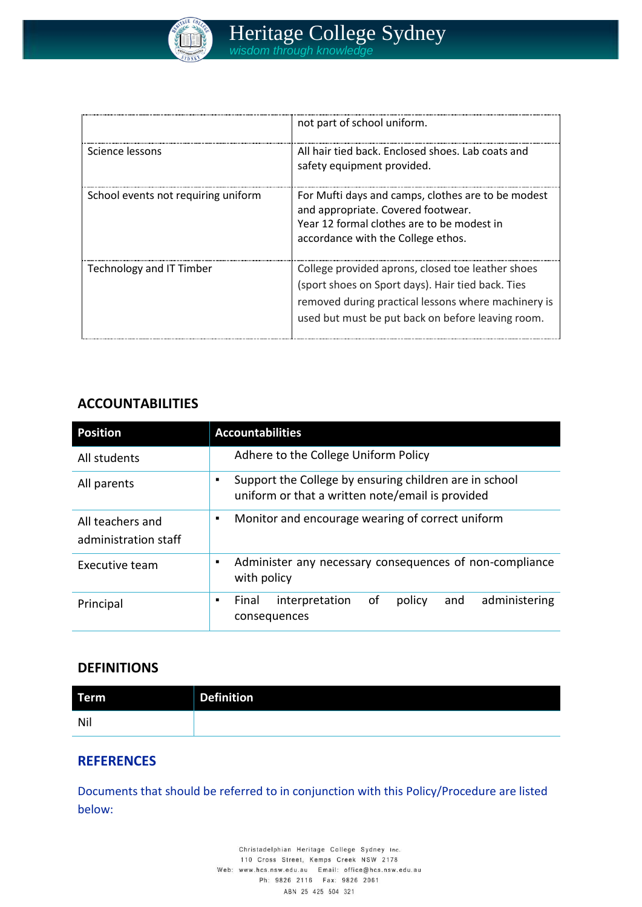|  |  |
|---|---|
|  | not part of school uniform. |
| Science lessons | All hair tied back. Enclosed shoes. Lab coats and safety equipment provided. |
| School events not requiring uniform | For Mufti days and camps, clothes are to be modest and appropriate. Covered footwear.<br>Year 12 formal clothes are to be modest in accordance with the College ethos. |
| Technology and IT Timber | College provided aprons, closed toe leather shoes (sport shoes on Sport days). Hair tied back. Ties removed during practical lessons where machinery is used but must be put back on before leaving room. |

## ACCOUNTABILITIES

| Position | Accountabilities |
|---|---|
| All students | Adhere to the College Uniform Policy |
| All parents | ▪ Support the College by ensuring children are in school uniform or that a written note/email is provided |
| All teachers and administration staff | ▪ Monitor and encourage wearing of correct uniform |
| Executive team | ▪ Administer any necessary consequences of non-compliance with policy |
| Principal | ▪ Final interpretation of policy and administering consequences |

## DEFINITIONS

| Term | Definition |
|---|---|
| Nil |  |

## REFERENCES

Documents that should be referred to in conjunction with this Policy/Procedure are listed below: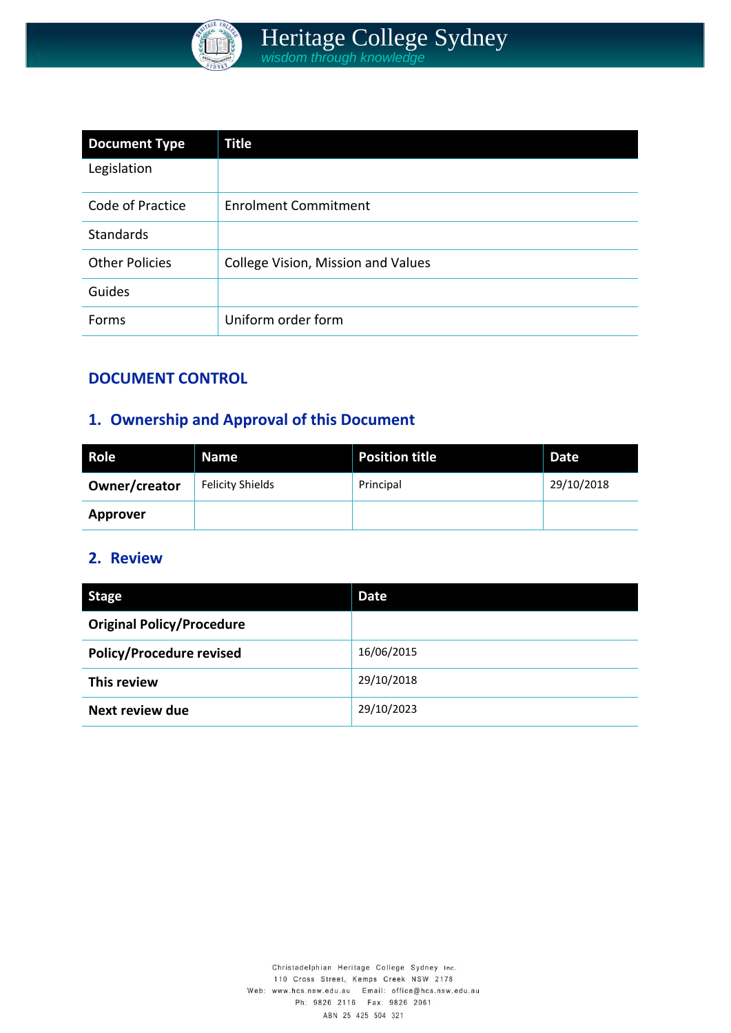| Document Type | Title |
| --- | --- |
| Legislation | |
| Code of Practice | Enrolment Commitment |
| Standards | |
| Other Policies | College Vision, Mission and Values |
| Guides | |
| Forms | Uniform order form |

## DOCUMENT CONTROL

### 1. Ownership and Approval of this Document

| Role | Name | Position title | Date |
| --- | --- | --- | --- |
| **Owner/creator** | Felicity Shields | Principal | 29/10/2018 |
| **Approver** | | | |

### 2. Review

| Stage | Date |
| --- | --- |
| **Original Policy/Procedure** | |
| **Policy/Procedure revised** | 16/06/2015 |
| **This review** | 29/10/2018 |
| **Next review due** | 29/10/2023 |